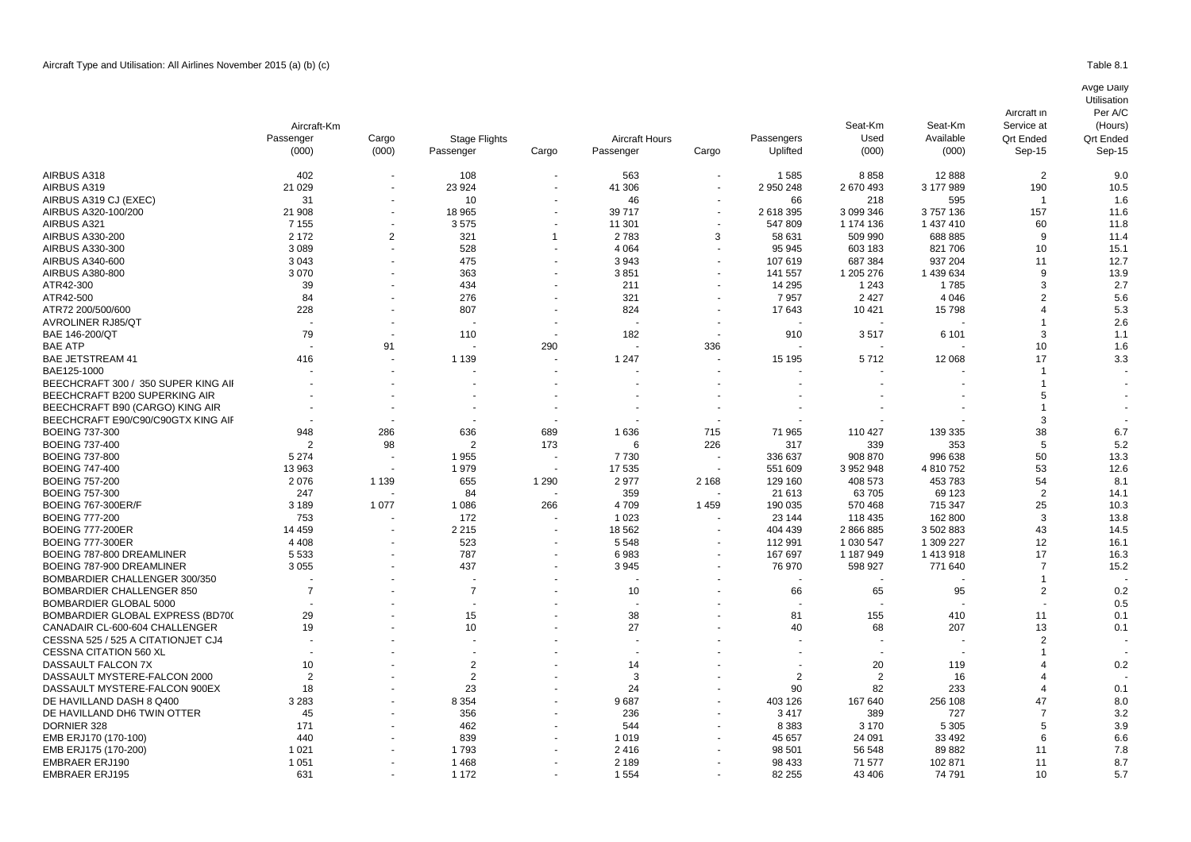Aircraft Type and Utilisation: All Airlines November 2015 (a) (b) (c)

Table 8.1

| | Aircraft-Km Passenger (000) | Aircraft-Km Cargo (000) | Stage Flights Passenger | Stage Flights Cargo | Aircraft Hours Passenger | Aircraft Hours Cargo | Passengers Uplifted | Seat-Km Used (000) | Seat-Km Available (000) | Aircraft in Service at Qrt Ended Sep-15 | Avge Daily Utilisation Per A/C (Hours) Qrt Ended Sep-15 |
|---|---|---|---|---|---|---|---|---|---|---|---|
| AIRBUS A318 | 402 | - | 108 | - | 563 | - | 1 585 | 8 858 | 12 888 | 2 | 9.0 |
| AIRBUS A319 | 21 029 | - | 23 924 | - | 41 306 | - | 2 950 248 | 2 670 493 | 3 177 989 | 190 | 10.5 |
| AIRBUS A319 CJ (EXEC) | 31 | - | 10 | - | 46 | - | 66 | 218 | 595 | 1 | 1.6 |
| AIRBUS A320-100/200 | 21 908 | - | 18 965 | - | 39 717 | - | 2 618 395 | 3 099 346 | 3 757 136 | 157 | 11.6 |
| AIRBUS A321 | 7 155 | - | 3 575 | - | 11 301 | - | 547 809 | 1 174 136 | 1 437 410 | 60 | 11.8 |
| AIRBUS A330-200 | 2 172 | 2 | 321 | 1 | 2 783 | 3 | 58 631 | 509 990 | 688 885 | 9 | 11.4 |
| AIRBUS A330-300 | 3 089 | - | 528 | - | 4 064 | - | 95 945 | 603 183 | 821 706 | 10 | 15.1 |
| AIRBUS A340-600 | 3 043 | - | 475 | - | 3 943 | - | 107 619 | 687 384 | 937 204 | 11 | 12.7 |
| AIRBUS A380-800 | 3 070 | - | 363 | - | 3 851 | - | 141 557 | 1 205 276 | 1 439 634 | 9 | 13.9 |
| ATR42-300 | 39 | - | 434 | - | 211 | - | 14 295 | 1 243 | 1 785 | 3 | 2.7 |
| ATR42-500 | 84 | - | 276 | - | 321 | - | 7 957 | 2 427 | 4 046 | 2 | 5.6 |
| ATR72 200/500/600 | 228 | - | 807 | - | 824 | - | 17 643 | 10 421 | 15 798 | 4 | 5.3 |
| AVROLINER RJ85/QT | - | - | - | - | - | - | - | - | - | 1 | 2.6 |
| BAE 146-200/QT | 79 | - | 110 | - | 182 | - | 910 | 3 517 | 6 101 | 3 | 1.1 |
| BAE ATP | - | 91 | - | 290 | - | 336 | - | - | - | 10 | 1.6 |
| BAE JETSTREAM 41 | 416 | - | 1 139 | - | 1 247 | - | 15 195 | 5 712 | 12 068 | 17 | 3.3 |
| BAE125-1000 | - | - | - | - | - | - | - | - | - | 1 | - |
| BEECHCRAFT 300 / 350 SUPER KING AII | - | - | - | - | - | - | - | - | - | 1 | - |
| BEECHCRAFT B200 SUPERKING AIR | - | - | - | - | - | - | - | - | - | 5 | - |
| BEECHCRAFT B90 (CARGO) KING AIR | - | - | - | - | - | - | - | - | - | 1 | - |
| BEECHCRAFT E90/C90/C90GTX KING AIF | - | - | - | - | - | - | - | - | - | 3 | - |
| BOEING 737-300 | 948 | 286 | 636 | 689 | 1 636 | 715 | 71 965 | 110 427 | 139 335 | 38 | 6.7 |
| BOEING 737-400 | 2 | 98 | 2 | 173 | 6 | 226 | 317 | 339 | 353 | 5 | 5.2 |
| BOEING 737-800 | 5 274 | - | 1 955 | - | 7 730 | - | 336 637 | 908 870 | 996 638 | 50 | 13.3 |
| BOEING 747-400 | 13 963 | - | 1 979 | - | 17 535 | - | 551 609 | 3 952 948 | 4 810 752 | 53 | 12.6 |
| BOEING 757-200 | 2 076 | 1 139 | 655 | 1 290 | 2 977 | 2 168 | 129 160 | 408 573 | 453 783 | 54 | 8.1 |
| BOEING 757-300 | 247 | - | 84 | - | 359 | - | 21 613 | 63 705 | 69 123 | 2 | 14.1 |
| BOEING 767-300ER/F | 3 189 | 1 077 | 1 086 | 266 | 4 709 | 1 459 | 190 035 | 570 468 | 715 347 | 25 | 10.3 |
| BOEING 777-200 | 753 | - | 172 | - | 1 023 | - | 23 144 | 118 435 | 162 800 | 3 | 13.8 |
| BOEING 777-200ER | 14 459 | - | 2 215 | - | 18 562 | - | 404 439 | 2 866 885 | 3 502 883 | 43 | 14.5 |
| BOEING 777-300ER | 4 408 | - | 523 | - | 5 548 | - | 112 991 | 1 030 547 | 1 309 227 | 12 | 16.1 |
| BOEING 787-800 DREAMLINER | 5 533 | - | 787 | - | 6 983 | - | 167 697 | 1 187 949 | 1 413 918 | 17 | 16.3 |
| BOEING 787-900 DREAMLINER | 3 055 | - | 437 | - | 3 945 | - | 76 970 | 598 927 | 771 640 | 7 | 15.2 |
| BOMBARDIER CHALLENGER 300/350 | - | - | - | - | - | - | - | - | - | 1 | - |
| BOMBARDIER CHALLENGER 850 | 7 | - | 7 | - | 10 | - | 66 | 65 | 95 | 2 | 0.2 |
| BOMBARDIER GLOBAL 5000 | - | - | - | - | - | - | - | - | - | - | 0.5 |
| BOMBARDIER GLOBAL EXPRESS (BD70( | 29 | - | 15 | - | 38 | - | 81 | 155 | 410 | 11 | 0.1 |
| CANADAIR CL-600-604 CHALLENGER | 19 | - | 10 | - | 27 | - | 40 | 68 | 207 | 13 | 0.1 |
| CESSNA 525 / 525 A CITATIONJET CJ4 | - | - | - | - | - | - | - | - | - | 2 | - |
| CESSNA CITATION 560 XL | - | - | - | - | - | - | - | - | - | 1 | - |
| DASSAULT FALCON 7X | 10 | - | 2 | - | 14 | - | - | 20 | 119 | 4 | 0.2 |
| DASSAULT MYSTERE-FALCON 2000 | 2 | - | 2 | - | 3 | - | 2 | 2 | 16 | 4 | - |
| DASSAULT MYSTERE-FALCON 900EX | 18 | - | 23 | - | 24 | - | 90 | 82 | 233 | 4 | 0.1 |
| DE HAVILLAND DASH 8 Q400 | 3 283 | - | 8 354 | - | 9 687 | - | 403 126 | 167 640 | 256 108 | 47 | 8.0 |
| DE HAVILLAND DH6 TWIN OTTER | 45 | - | 356 | - | 236 | - | 3 417 | 389 | 727 | 7 | 3.2 |
| DORNIER 328 | 171 | - | 462 | - | 544 | - | 8 383 | 3 170 | 5 305 | 5 | 3.9 |
| EMB ERJ170 (170-100) | 440 | - | 839 | - | 1 019 | - | 45 657 | 24 091 | 33 492 | 6 | 6.6 |
| EMB ERJ175 (170-200) | 1 021 | - | 1 793 | - | 2 416 | - | 98 501 | 56 548 | 89 882 | 11 | 7.8 |
| EMBRAER ERJ190 | 1 051 | - | 1 468 | - | 2 189 | - | 98 433 | 71 577 | 102 871 | 11 | 8.7 |
| EMBRAER ERJ195 | 631 | - | 1 172 | - | 1 554 | - | 82 255 | 43 406 | 74 791 | 10 | 5.7 |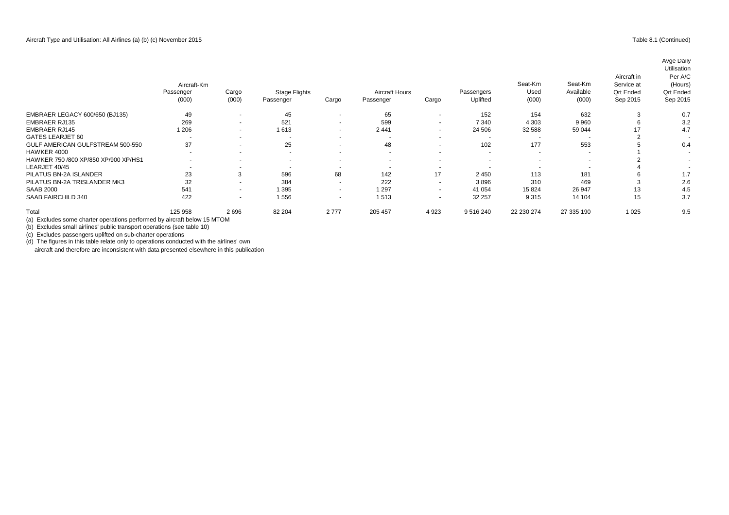Aircraft Type and Utilisation: All Airlines (a) (b) (c) November 2015

Table 8.1 (Continued)

| | Aircraft-Km Passenger (000) | Cargo (000) | Stage Flights Passenger | Cargo | Aircraft Hours Passenger | Cargo | Passengers Uplifted | Seat-Km Used (000) | Seat-Km Available (000) | Aircraft in Service at Qrt Ended Sep 2015 | Avge Daily Utilisation Per A/C (Hours) Qrt Ended Sep 2015 |
|---|---|---|---|---|---|---|---|---|---|---|---|
| EMBRAER LEGACY 600/650 (BJ135) | 49 | - | 45 | - | 65 | - | 152 | 154 | 632 | 3 | 0.7 |
| EMBRAER RJ135 | 269 | - | 521 | - | 599 | - | 7 340 | 4 303 | 9 960 | 6 | 3.2 |
| EMBRAER RJ145 | 1 206 | - | 1 613 | - | 2 441 | - | 24 506 | 32 588 | 59 044 | 17 | 4.7 |
| GATES LEARJET 60 | - | - | - | - | - | - | - | - | - | 2 | - |
| GULF AMERICAN GULFSTREAM 500-550 | 37 | - | 25 | - | 48 | - | 102 | 177 | 553 | 5 | 0.4 |
| HAWKER 4000 | - | - | - | - | - | - | - | - | - | 1 | - |
| HAWKER 750 /800 XP/850 XP/900 XP/HS1 | - | - | - | - | - | - | - | - | - | 2 | - |
| LEARJET 40/45 | - | - | - | - | - | - | - | - | - | 4 | - |
| PILATUS BN-2A ISLANDER | 23 | 3 | 596 | 68 | 142 | 17 | 2 450 | 113 | 181 | 6 | 1.7 |
| PILATUS BN-2A TRISLANDER MK3 | 32 | - | 384 | - | 222 | - | 3 896 | 310 | 469 | 3 | 2.6 |
| SAAB 2000 | 541 | - | 1 395 | - | 1 297 | - | 41 054 | 15 824 | 26 947 | 13 | 4.5 |
| SAAB FAIRCHILD 340 | 422 | - | 1 556 | - | 1 513 | - | 32 257 | 9 315 | 14 104 | 15 | 3.7 |
| Total | 125 958 | 2 696 | 82 204 | 2 777 | 205 457 | 4 923 | 9 516 240 | 22 230 274 | 27 335 190 | 1 025 | 9.5 |

(a) Excludes some charter operations performed by aircraft below 15 MTOM

(b) Excludes small airlines' public transport operations (see table 10)

(c) Excludes passengers uplifted on sub-charter operations

(d) The figures in this table relate only to operations conducted with the airlines' own aircraft and therefore are inconsistent with data presented elsewhere in this publication